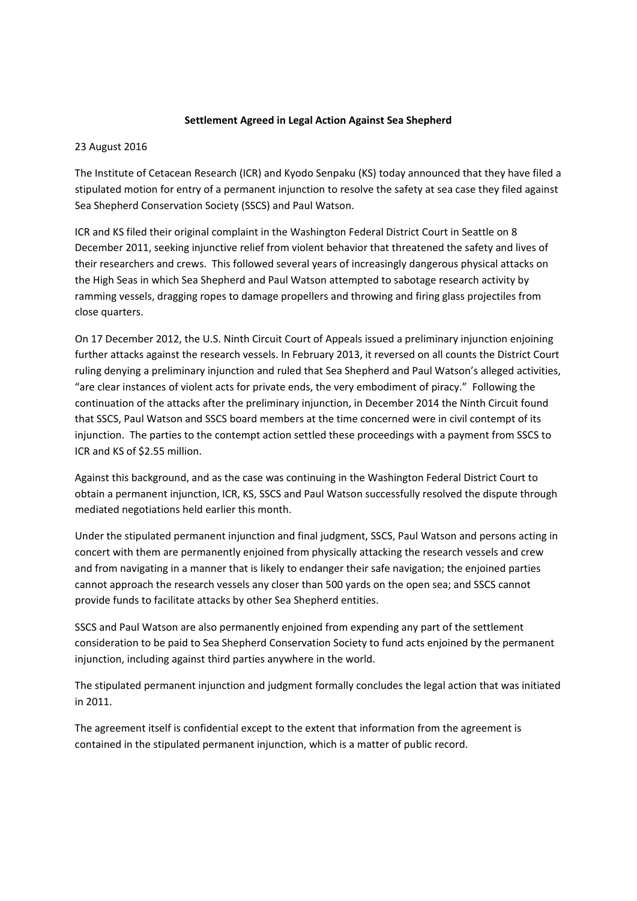**Settlement Agreed in Legal Action Against Sea Shepherd**

23 August 2016

The Institute of Cetacean Research (ICR) and Kyodo Senpaku (KS) today announced that they have filed a stipulated motion for entry of a permanent injunction to resolve the safety at sea case they filed against Sea Shepherd Conservation Society (SSCS) and Paul Watson.

ICR and KS filed their original complaint in the Washington Federal District Court in Seattle on 8 December 2011, seeking injunctive relief from violent behavior that threatened the safety and lives of their researchers and crews. This followed several years of increasingly dangerous physical attacks on the High Seas in which Sea Shepherd and Paul Watson attempted to sabotage research activity by ramming vessels, dragging ropes to damage propellers and throwing and firing glass projectiles from close quarters.

On 17 December 2012, the U.S. Ninth Circuit Court of Appeals issued a preliminary injunction enjoining further attacks against the research vessels. In February 2013, it reversed on all counts the District Court ruling denying a preliminary injunction and ruled that Sea Shepherd and Paul Watson's alleged activities, "are clear instances of violent acts for private ends, the very embodiment of piracy." Following the continuation of the attacks after the preliminary injunction, in December 2014 the Ninth Circuit found that SSCS, Paul Watson and SSCS board members at the time concerned were in civil contempt of its injunction. The parties to the contempt action settled these proceedings with a payment from SSCS to ICR and KS of $2.55 million.

Against this background, and as the case was continuing in the Washington Federal District Court to obtain a permanent injunction, ICR, KS, SSCS and Paul Watson successfully resolved the dispute through mediated negotiations held earlier this month.

Under the stipulated permanent injunction and final judgment, SSCS, Paul Watson and persons acting in concert with them are permanently enjoined from physically attacking the research vessels and crew and from navigating in a manner that is likely to endanger their safe navigation; the enjoined parties cannot approach the research vessels any closer than 500 yards on the open sea; and SSCS cannot provide funds to facilitate attacks by other Sea Shepherd entities.

SSCS and Paul Watson are also permanently enjoined from expending any part of the settlement consideration to be paid to Sea Shepherd Conservation Society to fund acts enjoined by the permanent injunction, including against third parties anywhere in the world.

The stipulated permanent injunction and judgment formally concludes the legal action that was initiated in 2011.

The agreement itself is confidential except to the extent that information from the agreement is contained in the stipulated permanent injunction, which is a matter of public record.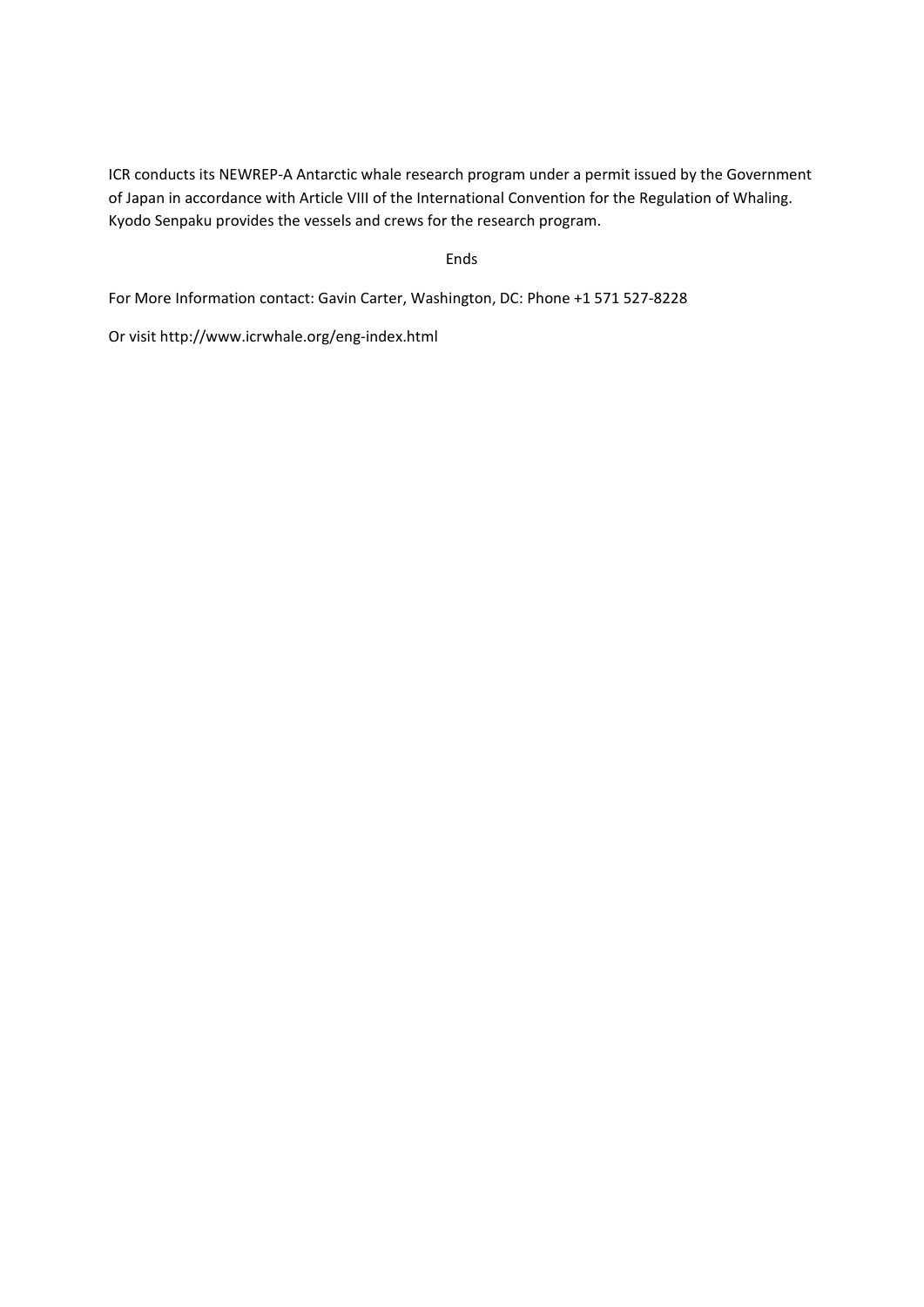ICR conducts its NEWREP-A Antarctic whale research program under a permit issued by the Government of Japan in accordance with Article VIII of the International Convention for the Regulation of Whaling. Kyodo Senpaku provides the vessels and crews for the research program.

Ends

For More Information contact: Gavin Carter, Washington, DC: Phone +1 571 527-8228

Or visit http://www.icrwhale.org/eng-index.html